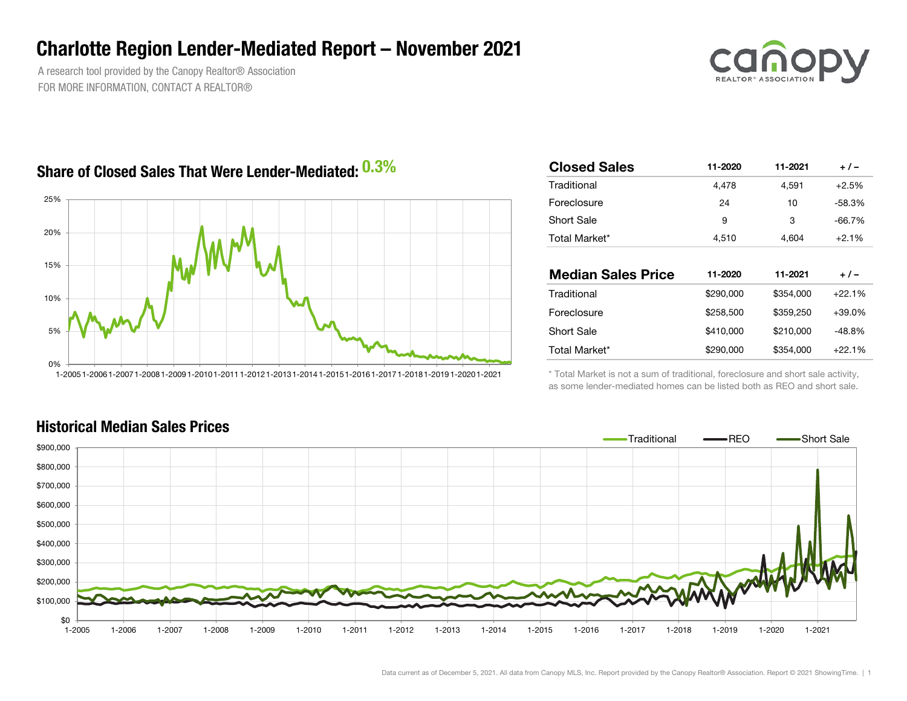# Charlotte Region Lender-Mediated Report – November 2021

A research tool provided by the Canopy Realtor® Association
FOR MORE INFORMATION, CONTACT A REALTOR®

## Share of Closed Sales That Were Lender-Mediated: 0.3%

| Closed Sales | 11-2020 | 11-2021 | + / – |
|---|---|---|---|
| Traditional | 4,478 | 4,591 | +2.5% |
| Foreclosure | 24 | 10 | -58.3% |
| Short Sale | 9 | 3 | -66.7% |
| Total Market* | 4,510 | 4,604 | +2.1% |

| Median Sales Price | 11-2020 | 11-2021 | + / – |
|---|---|---|---|
| Traditional | $290,000 | $354,000 | +22.1% |
| Foreclosure | $258,500 | $359,250 | +39.0% |
| Short Sale | $410,000 | $210,000 | -48.8% |
| Total Market* | $290,000 | $354,000 | +22.1% |

\* Total Market is not a sum of traditional, foreclosure and short sale activity, as some lender-mediated homes can be listed both as REO and short sale.

## Historical Median Sales Prices

Data current as of December 5, 2021. All data from Canopy MLS, Inc. Report provided by the Canopy Realtor® Association. Report © 2021 ShowingTime.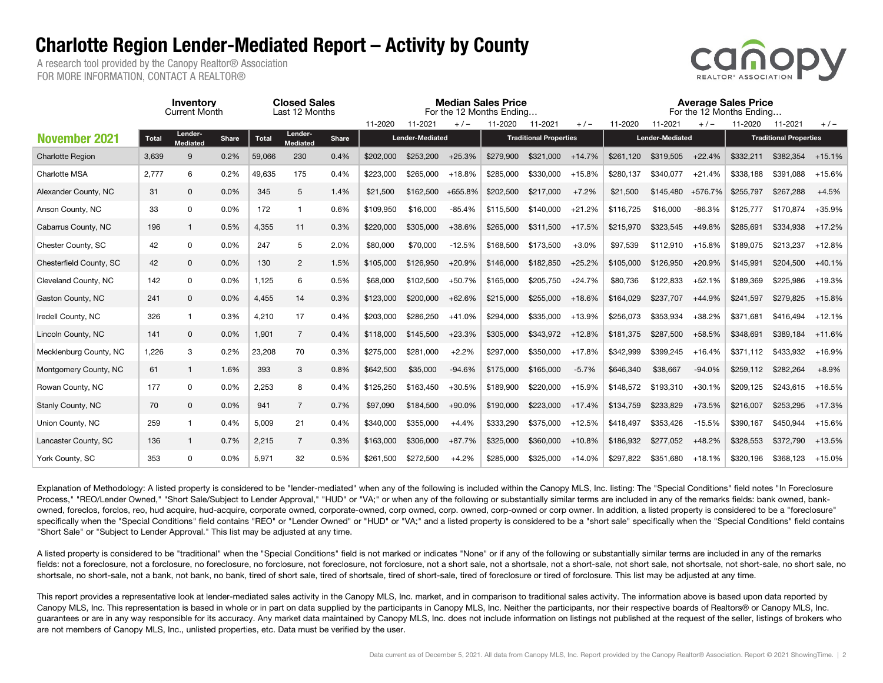# Charlotte Region Lender-Mediated Report – Activity by County

A research tool provided by the Canopy Realtor® Association
FOR MORE INFORMATION, CONTACT A REALTOR®

| November 2021 | Inventory Current Month | | | Closed Sales Last 12 Months | | | Median Sales Price For the 12 Months Ending… | | | | | | Average Sales Price For the 12 Months Ending… | | | | | |
|---|---|---|---|---|---|---|---|---|---|---|---|---|---|---|---|---|---|---|
| | | | | | | | Lender-Mediated | | | Traditional Properties | | | Lender-Mediated | | | Traditional Properties | | |
| | Total | Lender-Mediated | Share | Total | Lender-Mediated | Share | 11-2020 | 11-2021 | + / – | 11-2020 | 11-2021 | + / – | 11-2020 | 11-2021 | + / – | 11-2020 | 11-2021 | + / – |
| Charlotte Region | 3,639 | 9 | 0.2% | 59,066 | 230 | 0.4% | $202,000 | $253,200 | +25.3% | $279,900 | $321,000 | +14.7% | $261,120 | $319,505 | +22.4% | $332,211 | $382,354 | +15.1% |
| Charlotte MSA | 2,777 | 6 | 0.2% | 49,635 | 175 | 0.4% | $223,000 | $265,000 | +18.8% | $285,000 | $330,000 | +15.8% | $280,137 | $340,077 | +21.4% | $338,188 | $391,088 | +15.6% |
| Alexander County, NC | 31 | 0 | 0.0% | 345 | 5 | 1.4% | $21,500 | $162,500 | +655.8% | $202,500 | $217,000 | +7.2% | $21,500 | $145,480 | +576.7% | $255,797 | $267,288 | +4.5% |
| Anson County, NC | 33 | 0 | 0.0% | 172 | 1 | 0.6% | $109,950 | $16,000 | -85.4% | $115,500 | $140,000 | +21.2% | $116,725 | $16,000 | -86.3% | $125,777 | $170,874 | +35.9% |
| Cabarrus County, NC | 196 | 1 | 0.5% | 4,355 | 11 | 0.3% | $220,000 | $305,000 | +38.6% | $265,000 | $311,500 | +17.5% | $215,970 | $323,545 | +49.8% | $285,691 | $334,938 | +17.2% |
| Chester County, SC | 42 | 0 | 0.0% | 247 | 5 | 2.0% | $80,000 | $70,000 | -12.5% | $168,500 | $173,500 | +3.0% | $97,539 | $112,910 | +15.8% | $189,075 | $213,237 | +12.8% |
| Chesterfield County, SC | 42 | 0 | 0.0% | 130 | 2 | 1.5% | $105,000 | $126,950 | +20.9% | $146,000 | $182,850 | +25.2% | $105,000 | $126,950 | +20.9% | $145,991 | $204,500 | +40.1% |
| Cleveland County, NC | 142 | 0 | 0.0% | 1,125 | 6 | 0.5% | $68,000 | $102,500 | +50.7% | $165,000 | $205,750 | +24.7% | $80,736 | $122,833 | +52.1% | $189,369 | $225,986 | +19.3% |
| Gaston County, NC | 241 | 0 | 0.0% | 4,455 | 14 | 0.3% | $123,000 | $200,000 | +62.6% | $215,000 | $255,000 | +18.6% | $164,029 | $237,707 | +44.9% | $241,597 | $279,825 | +15.8% |
| Iredell County, NC | 326 | 1 | 0.3% | 4,210 | 17 | 0.4% | $203,000 | $286,250 | +41.0% | $294,000 | $335,000 | +13.9% | $256,073 | $353,934 | +38.2% | $371,681 | $416,494 | +12.1% |
| Lincoln County, NC | 141 | 0 | 0.0% | 1,901 | 7 | 0.4% | $118,000 | $145,500 | +23.3% | $305,000 | $343,972 | +12.8% | $181,375 | $287,500 | +58.5% | $348,691 | $389,184 | +11.6% |
| Mecklenburg County, NC | 1,226 | 3 | 0.2% | 23,208 | 70 | 0.3% | $275,000 | $281,000 | +2.2% | $297,000 | $350,000 | +17.8% | $342,999 | $399,245 | +16.4% | $371,112 | $433,932 | +16.9% |
| Montgomery County, NC | 61 | 1 | 1.6% | 393 | 3 | 0.8% | $642,500 | $35,000 | -94.6% | $175,000 | $165,000 | -5.7% | $646,340 | $38,667 | -94.0% | $259,112 | $282,264 | +8.9% |
| Rowan County, NC | 177 | 0 | 0.0% | 2,253 | 8 | 0.4% | $125,250 | $163,450 | +30.5% | $189,900 | $220,000 | +15.9% | $148,572 | $193,310 | +30.1% | $209,125 | $243,615 | +16.5% |
| Stanly County, NC | 70 | 0 | 0.0% | 941 | 7 | 0.7% | $97,090 | $184,500 | +90.0% | $190,000 | $223,000 | +17.4% | $134,759 | $233,829 | +73.5% | $216,007 | $253,295 | +17.3% |
| Union County, NC | 259 | 1 | 0.4% | 5,009 | 21 | 0.4% | $340,000 | $355,000 | +4.4% | $333,290 | $375,000 | +12.5% | $418,497 | $353,426 | -15.5% | $390,167 | $450,944 | +15.6% |
| Lancaster County, SC | 136 | 1 | 0.7% | 2,215 | 7 | 0.3% | $163,000 | $306,000 | +87.7% | $325,000 | $360,000 | +10.8% | $186,932 | $277,052 | +48.2% | $328,553 | $372,790 | +13.5% |
| York County, SC | 353 | 0 | 0.0% | 5,971 | 32 | 0.5% | $261,500 | $272,500 | +4.2% | $285,000 | $325,000 | +14.0% | $297,822 | $351,680 | +18.1% | $320,196 | $368,123 | +15.0% |

Explanation of Methodology: A listed property is considered to be "lender-mediated" when any of the following is included within the Canopy MLS, Inc. listing: The "Special Conditions" field notes "In Foreclosure Process," "REO/Lender Owned," "Short Sale/Subject to Lender Approval," "HUD" or "VA;" or when any of the following or substantially similar terms are included in any of the remarks fields: bank owned, bank-owned, foreclos, forclos, reo, hud acquire, hud-acquire, corporate owned, corporate-owned, corp owned, corp. owned, corp-owned or corp owner. In addition, a listed property is considered to be a "foreclosure" specifically when the "Special Conditions" field contains "REO" or "Lender Owned" or "HUD" or "VA;" and a listed property is considered to be a "short sale" specifically when the "Special Conditions" field contains "Short Sale" or "Subject to Lender Approval." This list may be adjusted at any time.

A listed property is considered to be "traditional" when the "Special Conditions" field is not marked or indicates "None" or if any of the following or substantially similar terms are included in any of the remarks fields: not a foreclosure, not a forclosure, no foreclosure, no forclosure, not foreclosure, not forclosure, not a short sale, not a shortsale, not a short-sale, not short sale, not shortsale, not short-sale, no short sale, no shortsale, no short-sale, not a bank, not bank, no bank, tired of short sale, tired of shortsale, tired of short-sale, tired of foreclosure or tired of forclosure. This list may be adjusted at any time.

This report provides a representative look at lender-mediated sales activity in the Canopy MLS, Inc. market, and in comparison to traditional sales activity. The information above is based upon data reported by Canopy MLS, Inc. This representation is based in whole or in part on data supplied by the participants in Canopy MLS, Inc. Neither the participants, nor their respective boards of Realtors® or Canopy MLS, Inc. guarantees or are in any way responsible for its accuracy. Any market data maintained by Canopy MLS, Inc. does not include information on listings not published at the request of the seller, listings of brokers who are not members of Canopy MLS, Inc., unlisted properties, etc. Data must be verified by the user.

Data current as of December 5, 2021. All data from Canopy MLS, Inc. Report provided by the Canopy Realtor® Association. Report © 2021 ShowingTime.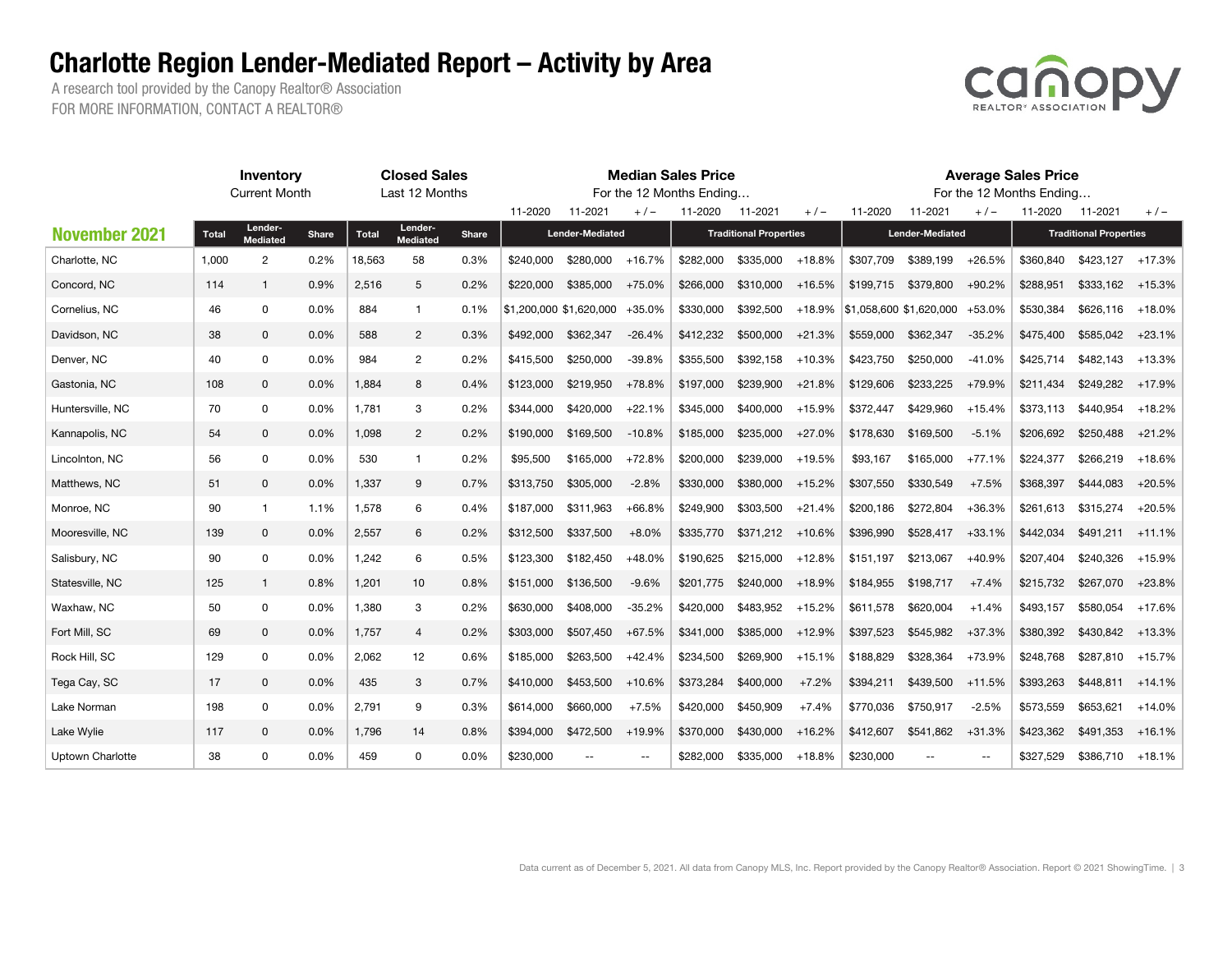# Charlotte Region Lender-Mediated Report – Activity by Area

A research tool provided by the Canopy Realtor® Association
FOR MORE INFORMATION, CONTACT A REALTOR®

| | Inventory Current Month | | | Closed Sales Last 12 Months | | | Median Sales Price For the 12 Months Ending… | | | | | | Average Sales Price For the 12 Months Ending… | | | | | |
|---|---|---|---|---|---|---|---|---|---|---|---|---|---|---|---|---|---|---|
| | | | | | | | 11-2020 | 11-2021 | + / – | 11-2020 | 11-2021 | + / – | 11-2020 | 11-2021 | + / – | 11-2020 | 11-2021 | + / – |
| **November 2021** | Total | Lender-Mediated | Share | Total | Lender-Mediated | Share | Lender-Mediated | | | Traditional Properties | | | Lender-Mediated | | | Traditional Properties | | |
| Charlotte, NC | 1,000 | 2 | 0.2% | 18,563 | 58 | 0.3% | $240,000 | $280,000 | +16.7% | $282,000 | $335,000 | +18.8% | $307,709 | $389,199 | +26.5% | $360,840 | $423,127 | +17.3% |
| Concord, NC | 114 | 1 | 0.9% | 2,516 | 5 | 0.2% | $220,000 | $385,000 | +75.0% | $266,000 | $310,000 | +16.5% | $199,715 | $379,800 | +90.2% | $288,951 | $333,162 | +15.3% |
| Cornelius, NC | 46 | 0 | 0.0% | 884 | 1 | 0.1% | $1,200,000 | $1,620,000 | +35.0% | $330,000 | $392,500 | +18.9% | $1,058,600 | $1,620,000 | +53.0% | $530,384 | $626,116 | +18.0% |
| Davidson, NC | 38 | 0 | 0.0% | 588 | 2 | 0.3% | $492,000 | $362,347 | -26.4% | $412,232 | $500,000 | +21.3% | $559,000 | $362,347 | -35.2% | $475,400 | $585,042 | +23.1% |
| Denver, NC | 40 | 0 | 0.0% | 984 | 2 | 0.2% | $415,500 | $250,000 | -39.8% | $355,500 | $392,158 | +10.3% | $423,750 | $250,000 | -41.0% | $425,714 | $482,143 | +13.3% |
| Gastonia, NC | 108 | 0 | 0.0% | 1,884 | 8 | 0.4% | $123,000 | $219,950 | +78.8% | $197,000 | $239,900 | +21.8% | $129,606 | $233,225 | +79.9% | $211,434 | $249,282 | +17.9% |
| Huntersville, NC | 70 | 0 | 0.0% | 1,781 | 3 | 0.2% | $344,000 | $420,000 | +22.1% | $345,000 | $400,000 | +15.9% | $372,447 | $429,960 | +15.4% | $373,113 | $440,954 | +18.2% |
| Kannapolis, NC | 54 | 0 | 0.0% | 1,098 | 2 | 0.2% | $190,000 | $169,500 | -10.8% | $185,000 | $235,000 | +27.0% | $178,630 | $169,500 | -5.1% | $206,692 | $250,488 | +21.2% |
| Lincolnton, NC | 56 | 0 | 0.0% | 530 | 1 | 0.2% | $95,500 | $165,000 | +72.8% | $200,000 | $239,000 | +19.5% | $93,167 | $165,000 | +77.1% | $224,377 | $266,219 | +18.6% |
| Matthews, NC | 51 | 0 | 0.0% | 1,337 | 9 | 0.7% | $313,750 | $305,000 | -2.8% | $330,000 | $380,000 | +15.2% | $307,550 | $330,549 | +7.5% | $368,397 | $444,083 | +20.5% |
| Monroe, NC | 90 | 1 | 1.1% | 1,578 | 6 | 0.4% | $187,000 | $311,963 | +66.8% | $249,900 | $303,500 | +21.4% | $200,186 | $272,804 | +36.3% | $261,613 | $315,274 | +20.5% |
| Mooresville, NC | 139 | 0 | 0.0% | 2,557 | 6 | 0.2% | $312,500 | $337,500 | +8.0% | $335,770 | $371,212 | +10.6% | $396,990 | $528,417 | +33.1% | $442,034 | $491,211 | +11.1% |
| Salisbury, NC | 90 | 0 | 0.0% | 1,242 | 6 | 0.5% | $123,300 | $182,450 | +48.0% | $190,625 | $215,000 | +12.8% | $151,197 | $213,067 | +40.9% | $207,404 | $240,326 | +15.9% |
| Statesville, NC | 125 | 1 | 0.8% | 1,201 | 10 | 0.8% | $151,000 | $136,500 | -9.6% | $201,775 | $240,000 | +18.9% | $184,955 | $198,717 | +7.4% | $215,732 | $267,070 | +23.8% |
| Waxhaw, NC | 50 | 0 | 0.0% | 1,380 | 3 | 0.2% | $630,000 | $408,000 | -35.2% | $420,000 | $483,952 | +15.2% | $611,578 | $620,004 | +1.4% | $493,157 | $580,054 | +17.6% |
| Fort Mill, SC | 69 | 0 | 0.0% | 1,757 | 4 | 0.2% | $303,000 | $507,450 | +67.5% | $341,000 | $385,000 | +12.9% | $397,523 | $545,982 | +37.3% | $380,392 | $430,842 | +13.3% |
| Rock Hill, SC | 129 | 0 | 0.0% | 2,062 | 12 | 0.6% | $185,000 | $263,500 | +42.4% | $234,500 | $269,900 | +15.1% | $188,829 | $328,364 | +73.9% | $248,768 | $287,810 | +15.7% |
| Tega Cay, SC | 17 | 0 | 0.0% | 435 | 3 | 0.7% | $410,000 | $453,500 | +10.6% | $373,284 | $400,000 | +7.2% | $394,211 | $439,500 | +11.5% | $393,263 | $448,811 | +14.1% |
| Lake Norman | 198 | 0 | 0.0% | 2,791 | 9 | 0.3% | $614,000 | $660,000 | +7.5% | $420,000 | $450,909 | +7.4% | $770,036 | $750,917 | -2.5% | $573,559 | $653,621 | +14.0% |
| Lake Wylie | 117 | 0 | 0.0% | 1,796 | 14 | 0.8% | $394,000 | $472,500 | +19.9% | $370,000 | $430,000 | +16.2% | $412,607 | $541,862 | +31.3% | $423,362 | $491,353 | +16.1% |
| Uptown Charlotte | 38 | 0 | 0.0% | 459 | 0 | 0.0% | $230,000 | -- | -- | $282,000 | $335,000 | +18.8% | $230,000 | -- | -- | $327,529 | $386,710 | +18.1% |

Data current as of December 5, 2021. All data from Canopy MLS, Inc. Report provided by the Canopy Realtor® Association. Report © 2021 ShowingTime.